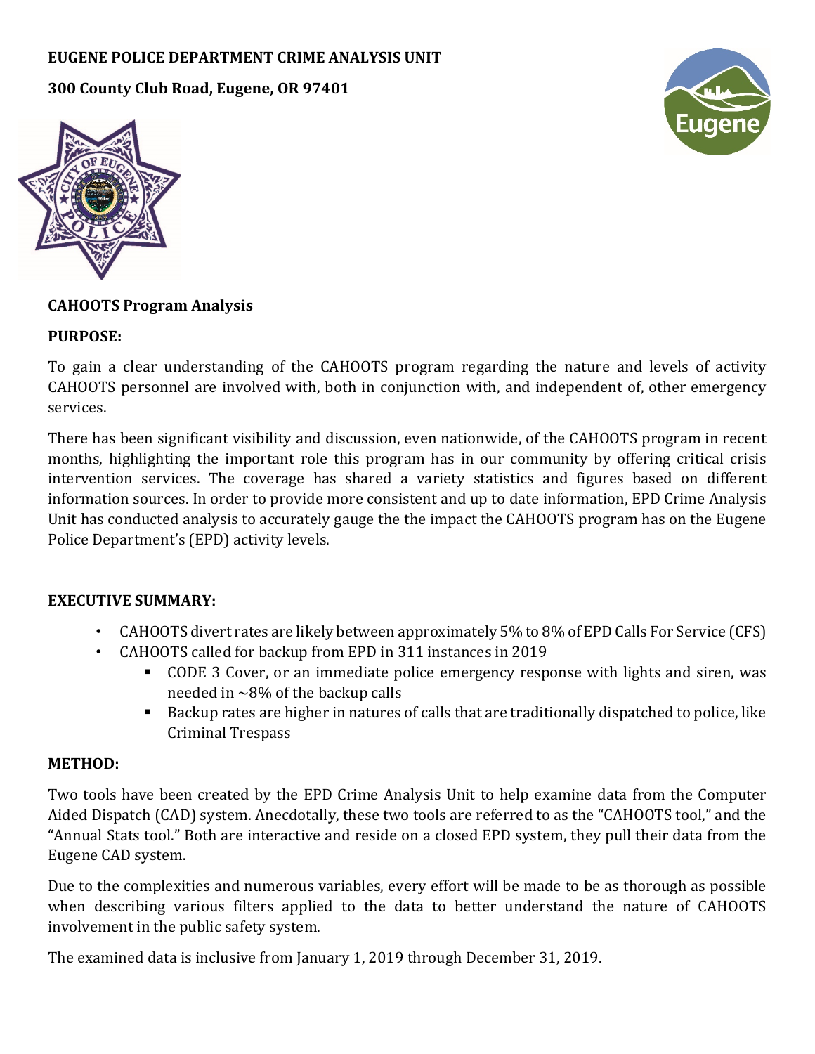**EUGENE POLICE DEPARTMENT CRIME ANALYSIS UNIT**

**300 County Club Road, Eugene, OR 97401**

**CAHOOTS Program Analysis**

**PURPOSE:**

To gain a clear understanding of the CAHOOTS program regarding the nature and levels of activity CAHOOTS personnel are involved with, both in conjunction with, and independent of, other emergency services.

There has been significant visibility and discussion, even nationwide, of the CAHOOTS program in recent months, highlighting the important role this program has in our community by offering critical crisis intervention services. The coverage has shared a variety statistics and figures based on different information sources. In order to provide more consistent and up to date information, EPD Crime Analysis Unit has conducted analysis to accurately gauge the the impact the CAHOOTS program has on the Eugene Police Department's (EPD) activity levels.

**EXECUTIVE SUMMARY:**

- CAHOOTS divert rates are likely between approximately 5% to 8% of EPD Calls For Service (CFS)
- CAHOOTS called for backup from EPD in 311 instances in 2019
  - CODE 3 Cover, or an immediate police emergency response with lights and siren, was needed in ~8% of the backup calls
  - Backup rates are higher in natures of calls that are traditionally dispatched to police, like Criminal Trespass

**METHOD:**

Two tools have been created by the EPD Crime Analysis Unit to help examine data from the Computer Aided Dispatch (CAD) system. Anecdotally, these two tools are referred to as the "CAHOOTS tool," and the "Annual Stats tool." Both are interactive and reside on a closed EPD system, they pull their data from the Eugene CAD system.

Due to the complexities and numerous variables, every effort will be made to be as thorough as possible when describing various filters applied to the data to better understand the nature of CAHOOTS involvement in the public safety system.

The examined data is inclusive from January 1, 2019 through December 31, 2019.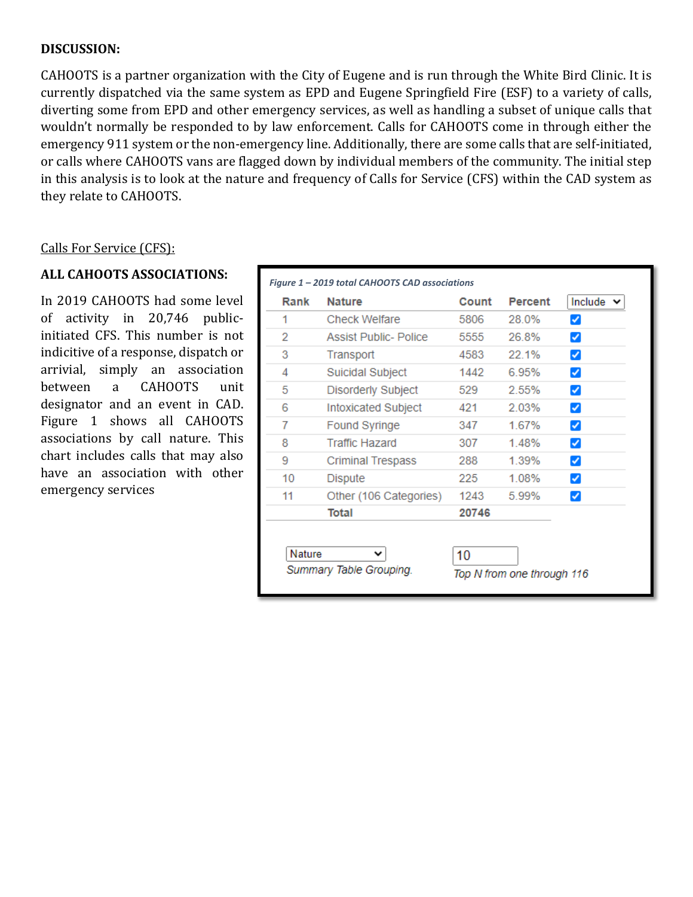**DISCUSSION:**

CAHOOTS is a partner organization with the City of Eugene and is run through the White Bird Clinic. It is currently dispatched via the same system as EPD and Eugene Springfield Fire (ESF) to a variety of calls, diverting some from EPD and other emergency services, as well as handling a subset of unique calls that wouldn't normally be responded to by law enforcement. Calls for CAHOOTS come in through either the emergency 911 system or the non-emergency line. Additionally, there are some calls that are self-initiated, or calls where CAHOOTS vans are flagged down by individual members of the community. The initial step in this analysis is to look at the nature and frequency of Calls for Service (CFS) within the CAD system as they relate to CAHOOTS.

Calls For Service (CFS):

**ALL CAHOOTS ASSOCIATIONS:**

In 2019 CAHOOTS had some level of activity in 20,746 public-initiated CFS. This number is not indicitive of a response, dispatch or arrival, simply an association between a CAHOOTS unit designator and an event in CAD. Figure 1 shows all CAHOOTS associations by call nature. This chart includes calls that may also have an association with other emergency services

*Figure 1 – 2019 total CAHOOTS CAD associations*

| Rank | Nature | Count | Percent | Include |
|---|---|---|---|---|
| 1 | Check Welfare | 5806 | 28.0% | ☑ |
| 2 | Assist Public- Police | 5555 | 26.8% | ☑ |
| 3 | Transport | 4583 | 22.1% | ☑ |
| 4 | Suicidal Subject | 1442 | 6.95% | ☑ |
| 5 | Disorderly Subject | 529 | 2.55% | ☑ |
| 6 | Intoxicated Subject | 421 | 2.03% | ☑ |
| 7 | Found Syringe | 347 | 1.67% | ☑ |
| 8 | Traffic Hazard | 307 | 1.48% | ☑ |
| 9 | Criminal Trespass | 288 | 1.39% | ☑ |
| 10 | Dispute | 225 | 1.08% | ☑ |
| 11 | Other (106 Categories) | 1243 | 5.99% | ☑ |
| | **Total** | **20746** | | |

Nature — *Summary Table Grouping.*

10 — *Top N from one through 116*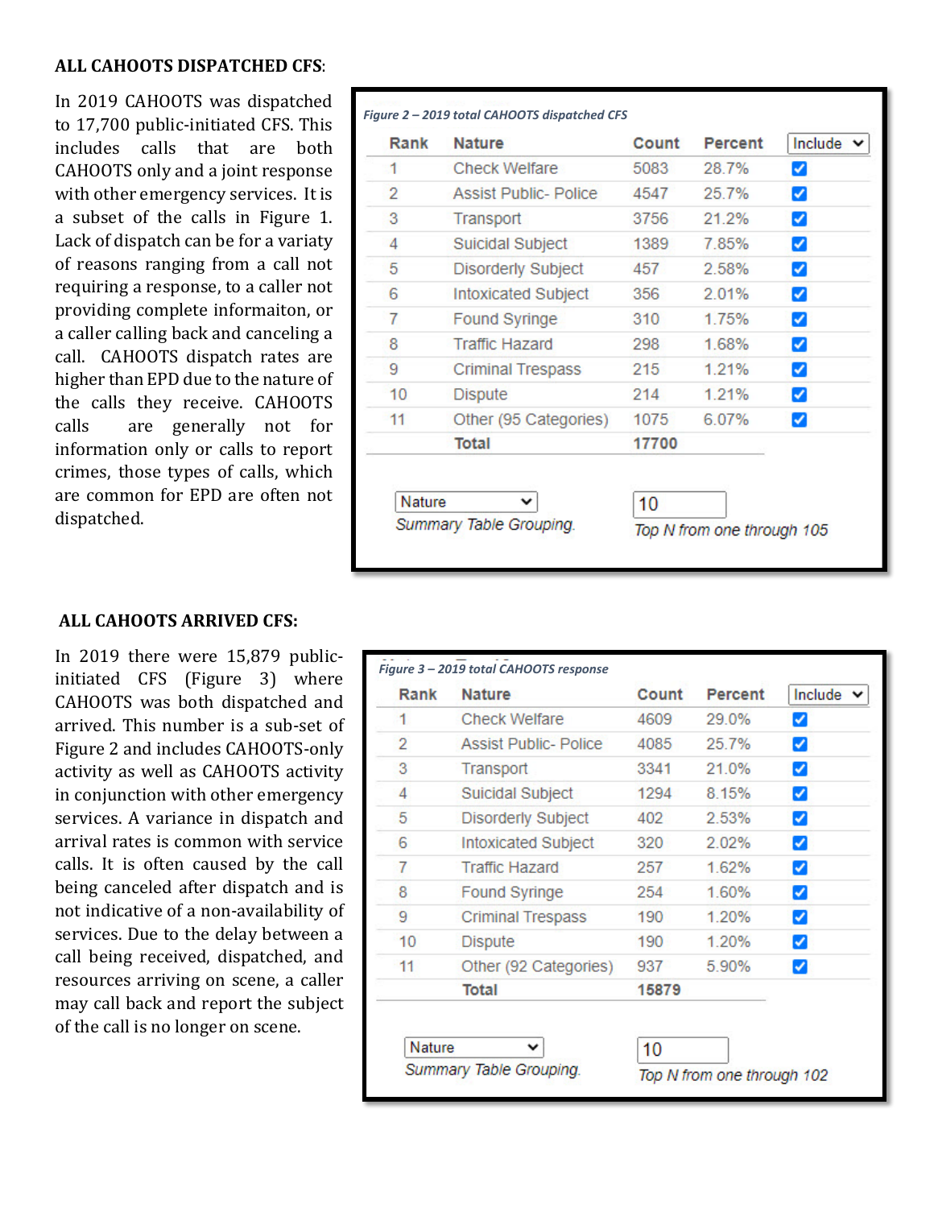**ALL CAHOOTS DISPATCHED CFS**:

In 2019 CAHOOTS was dispatched to 17,700 public-initiated CFS. This includes calls that are both CAHOOTS only and a joint response with other emergency services. It is a subset of the calls in Figure 1. Lack of dispatch can be for a variaty of reasons ranging from a call not requiring a response, to a caller not providing complete informaiton, or a caller calling back and canceling a call. CAHOOTS dispatch rates are higher than EPD due to the nature of the calls they receive. CAHOOTS calls are generally not for information only or calls to report crimes, those types of calls, which are common for EPD are often not dispatched.

*Figure 2 – 2019 total CAHOOTS dispatched CFS*

| Rank | Nature | Count | Percent | Include |
|---|---|---|---|---|
| 1 | Check Welfare | 5083 | 28.7% | ☑ |
| 2 | Assist Public- Police | 4547 | 25.7% | ☑ |
| 3 | Transport | 3756 | 21.2% | ☑ |
| 4 | Suicidal Subject | 1389 | 7.85% | ☑ |
| 5 | Disorderly Subject | 457 | 2.58% | ☑ |
| 6 | Intoxicated Subject | 356 | 2.01% | ☑ |
| 7 | Found Syringe | 310 | 1.75% | ☑ |
| 8 | Traffic Hazard | 298 | 1.68% | ☑ |
| 9 | Criminal Trespass | 215 | 1.21% | ☑ |
| 10 | Dispute | 214 | 1.21% | ☑ |
| 11 | Other (95 Categories) | 1075 | 6.07% | ☑ |
| | **Total** | **17700** | | |

Nature — *Summary Table Grouping.* 10 — *Top N from one through 105*

**ALL CAHOOTS ARRIVED CFS:**

In 2019 there were 15,879 public-initiated CFS (Figure 3) where CAHOOTS was both dispatched and arrived. This number is a sub-set of Figure 2 and includes CAHOOTS-only activity as well as CAHOOTS activity in conjunction with other emergency services. A variance in dispatch and arrival rates is common with service calls. It is often caused by the call being canceled after dispatch and is not indicative of a non-availability of services. Due to the delay between a call being received, dispatched, and resources arriving on scene, a caller may call back and report the subject of the call is no longer on scene.

*Figure 3 – 2019 total CAHOOTS response*

| Rank | Nature | Count | Percent | Include |
|---|---|---|---|---|
| 1 | Check Welfare | 4609 | 29.0% | ☑ |
| 2 | Assist Public- Police | 4085 | 25.7% | ☑ |
| 3 | Transport | 3341 | 21.0% | ☑ |
| 4 | Suicidal Subject | 1294 | 8.15% | ☑ |
| 5 | Disorderly Subject | 402 | 2.53% | ☑ |
| 6 | Intoxicated Subject | 320 | 2.02% | ☑ |
| 7 | Traffic Hazard | 257 | 1.62% | ☑ |
| 8 | Found Syringe | 254 | 1.60% | ☑ |
| 9 | Criminal Trespass | 190 | 1.20% | ☑ |
| 10 | Dispute | 190 | 1.20% | ☑ |
| 11 | Other (92 Categories) | 937 | 5.90% | ☑ |
| | **Total** | **15879** | | |

Nature — *Summary Table Grouping.* 10 — *Top N from one through 102*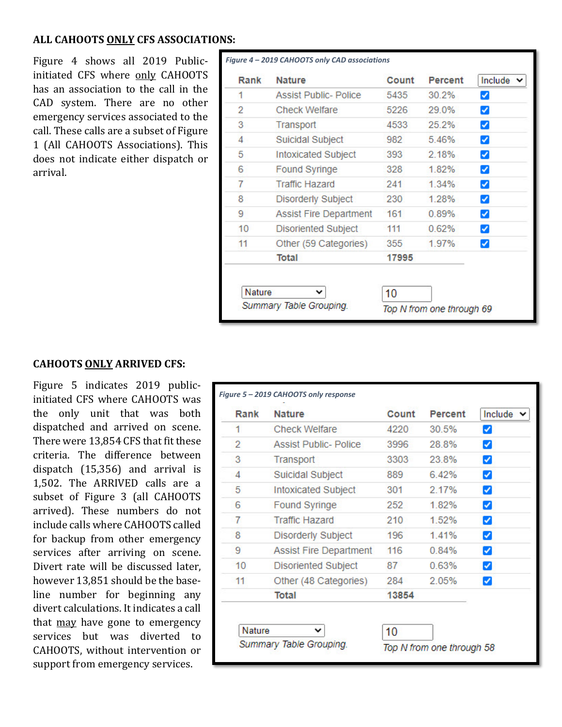## ALL CAHOOTS <u>ONLY</u> CFS ASSOCIATIONS:

Figure 4 shows all 2019 Public-initiated CFS where <u>only</u> CAHOOTS has an association to the call in the CAD system. There are no other emergency services associated to the call. These calls are a subset of Figure 1 (All CAHOOTS Associations). This does not indicate either dispatch or arrival.

*Figure 4 – 2019 CAHOOTS only CAD associations*

| Rank | Nature | Count | Percent | Include |
|---|---|---|---|---|
| 1 | Assist Public- Police | 5435 | 30.2% | ☑ |
| 2 | Check Welfare | 5226 | 29.0% | ☑ |
| 3 | Transport | 4533 | 25.2% | ☑ |
| 4 | Suicidal Subject | 982 | 5.46% | ☑ |
| 5 | Intoxicated Subject | 393 | 2.18% | ☑ |
| 6 | Found Syringe | 328 | 1.82% | ☑ |
| 7 | Traffic Hazard | 241 | 1.34% | ☑ |
| 8 | Disorderly Subject | 230 | 1.28% | ☑ |
| 9 | Assist Fire Department | 161 | 0.89% | ☑ |
| 10 | Disoriented Subject | 111 | 0.62% | ☑ |
| 11 | Other (59 Categories) | 355 | 1.97% | ☑ |
| | **Total** | **17995** | | |

Nature — *Summary Table Grouping*
10 — *Top N from one through 69*

## CAHOOTS <u>ONLY</u> ARRIVED CFS:

Figure 5 indicates 2019 public-initiated CFS where CAHOOTS was the only unit that was both dispatched and arrived on scene. There were 13,854 CFS that fit these criteria. The difference between dispatch (15,356) and arrival is 1,502. The ARRIVED calls are a subset of Figure 3 (all CAHOOTS arrived). These numbers do not include calls where CAHOOTS called for backup from other emergency services after arriving on scene. Divert rate will be discussed later, however 13,851 should be the base-line number for beginning any divert calculations. It indicates a call that <u>may</u> have gone to emergency services but was diverted to CAHOOTS, without intervention or support from emergency services.

*Figure 5 – 2019 CAHOOTS only response*

| Rank | Nature | Count | Percent | Include |
|---|---|---|---|---|
| 1 | Check Welfare | 4220 | 30.5% | ☑ |
| 2 | Assist Public- Police | 3996 | 28.8% | ☑ |
| 3 | Transport | 3303 | 23.8% | ☑ |
| 4 | Suicidal Subject | 889 | 6.42% | ☑ |
| 5 | Intoxicated Subject | 301 | 2.17% | ☑ |
| 6 | Found Syringe | 252 | 1.82% | ☑ |
| 7 | Traffic Hazard | 210 | 1.52% | ☑ |
| 8 | Disorderly Subject | 196 | 1.41% | ☑ |
| 9 | Assist Fire Department | 116 | 0.84% | ☑ |
| 10 | Disoriented Subject | 87 | 0.63% | ☑ |
| 11 | Other (48 Categories) | 284 | 2.05% | ☑ |
| | **Total** | **13854** | | |

Nature — *Summary Table Grouping*
10 — *Top N from one through 58*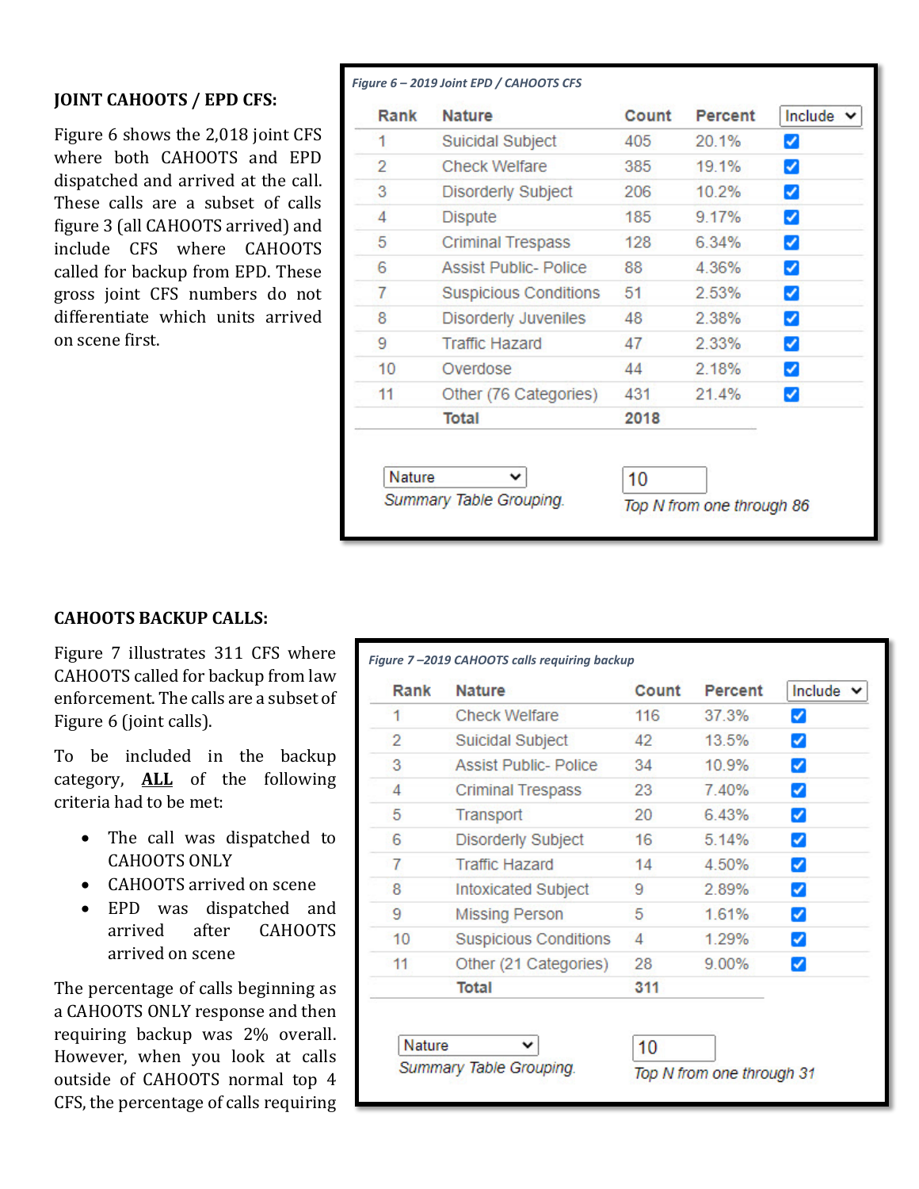### JOINT CAHOOTS / EPD CFS:

Figure 6 shows the 2,018 joint CFS where both CAHOOTS and EPD dispatched and arrived at the call. These calls are a subset of calls figure 3 (all CAHOOTS arrived) and include CFS where CAHOOTS called for backup from EPD. These gross joint CFS numbers do not differentiate which units arrived on scene first.

*Figure 6 – 2019 Joint EPD / CAHOOTS CFS*

| Rank | Nature | Count | Percent | Include |
|---|---|---|---|---|
| 1 | Suicidal Subject | 405 | 20.1% | ☑ |
| 2 | Check Welfare | 385 | 19.1% | ☑ |
| 3 | Disorderly Subject | 206 | 10.2% | ☑ |
| 4 | Dispute | 185 | 9.17% | ☑ |
| 5 | Criminal Trespass | 128 | 6.34% | ☑ |
| 6 | Assist Public- Police | 88 | 4.36% | ☑ |
| 7 | Suspicious Conditions | 51 | 2.53% | ☑ |
| 8 | Disorderly Juveniles | 48 | 2.38% | ☑ |
| 9 | Traffic Hazard | 47 | 2.33% | ☑ |
| 10 | Overdose | 44 | 2.18% | ☑ |
| 11 | Other (76 Categories) | 431 | 21.4% | ☑ |
| | **Total** | **2018** | | |

Nature — *Summary Table Grouping.* 10 — *Top N from one through 86*

### CAHOOTS BACKUP CALLS:

Figure 7 illustrates 311 CFS where CAHOOTS called for backup from law enforcement. The calls are a subset of Figure 6 (joint calls).

To be included in the backup category, **ALL** of the following criteria had to be met:

- The call was dispatched to CAHOOTS ONLY
- CAHOOTS arrived on scene
- EPD was dispatched and arrived after CAHOOTS arrived on scene

The percentage of calls beginning as a CAHOOTS ONLY response and then requiring backup was 2% overall. However, when you look at calls outside of CAHOOTS normal top 4 CFS, the percentage of calls requiring

*Figure 7 –2019 CAHOOTS calls requiring backup*

| Rank | Nature | Count | Percent | Include |
|---|---|---|---|---|
| 1 | Check Welfare | 116 | 37.3% | ☑ |
| 2 | Suicidal Subject | 42 | 13.5% | ☑ |
| 3 | Assist Public- Police | 34 | 10.9% | ☑ |
| 4 | Criminal Trespass | 23 | 7.40% | ☑ |
| 5 | Transport | 20 | 6.43% | ☑ |
| 6 | Disorderly Subject | 16 | 5.14% | ☑ |
| 7 | Traffic Hazard | 14 | 4.50% | ☑ |
| 8 | Intoxicated Subject | 9 | 2.89% | ☑ |
| 9 | Missing Person | 5 | 1.61% | ☑ |
| 10 | Suspicious Conditions | 4 | 1.29% | ☑ |
| 11 | Other (21 Categories) | 28 | 9.00% | ☑ |
| | **Total** | **311** | | |

Nature — *Summary Table Grouping.* 10 — *Top N from one through 31*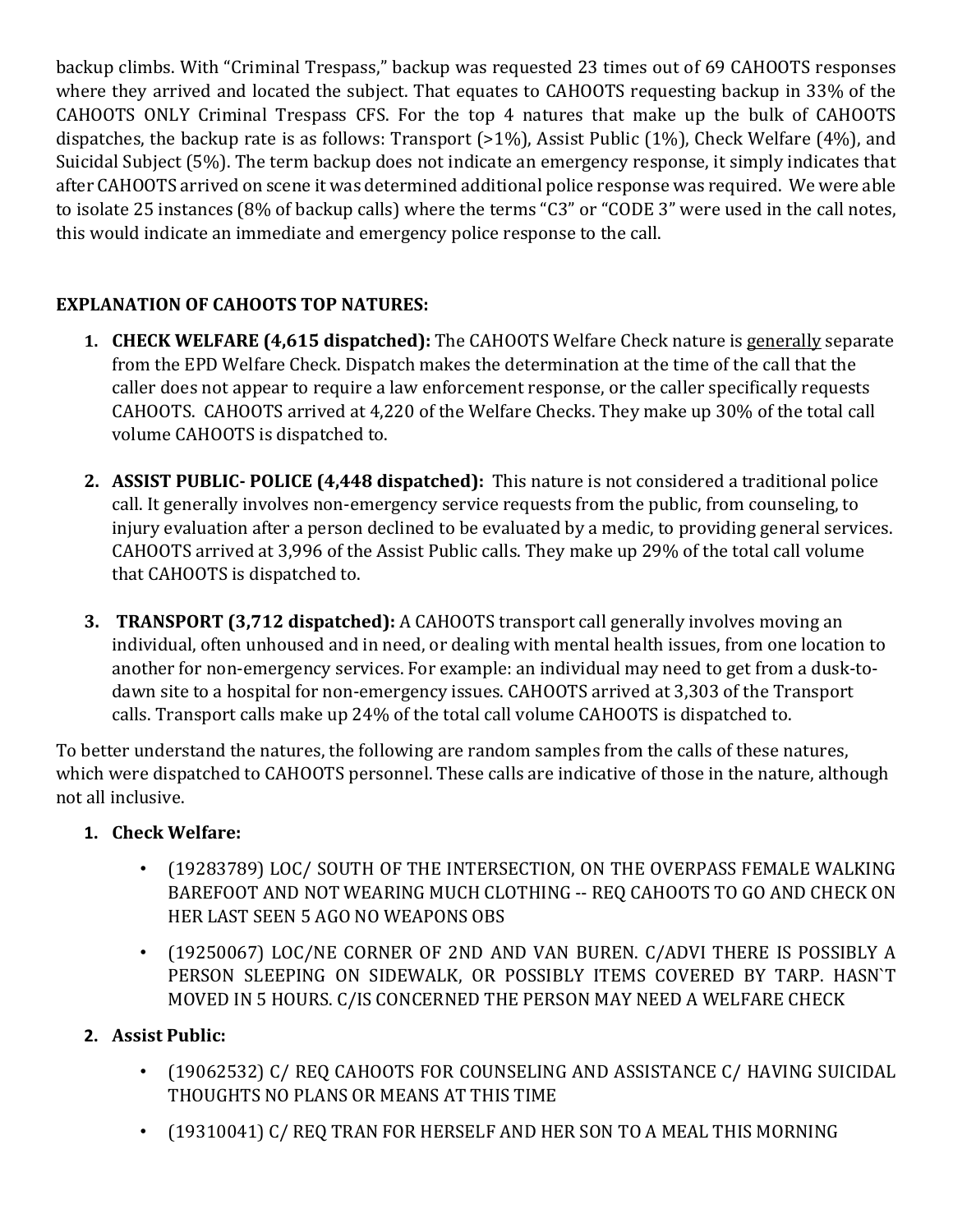backup climbs. With "Criminal Trespass," backup was requested 23 times out of 69 CAHOOTS responses where they arrived and located the subject. That equates to CAHOOTS requesting backup in 33% of the CAHOOTS ONLY Criminal Trespass CFS. For the top 4 natures that make up the bulk of CAHOOTS dispatches, the backup rate is as follows: Transport (>1%), Assist Public (1%), Check Welfare (4%), and Suicidal Subject (5%). The term backup does not indicate an emergency response, it simply indicates that after CAHOOTS arrived on scene it was determined additional police response was required. We were able to isolate 25 instances (8% of backup calls) where the terms "C3" or "CODE 3" were used in the call notes, this would indicate an immediate and emergency police response to the call.

**EXPLANATION OF CAHOOTS TOP NATURES:**

1. **CHECK WELFARE (4,615 dispatched):** The CAHOOTS Welfare Check nature is generally separate from the EPD Welfare Check. Dispatch makes the determination at the time of the call that the caller does not appear to require a law enforcement response, or the caller specifically requests CAHOOTS. CAHOOTS arrived at 4,220 of the Welfare Checks. They make up 30% of the total call volume CAHOOTS is dispatched to.

2. **ASSIST PUBLIC- POLICE (4,448 dispatched):** This nature is not considered a traditional police call. It generally involves non-emergency service requests from the public, from counseling, to injury evaluation after a person declined to be evaluated by a medic, to providing general services. CAHOOTS arrived at 3,996 of the Assist Public calls. They make up 29% of the total call volume that CAHOOTS is dispatched to.

3. **TRANSPORT (3,712 dispatched):** A CAHOOTS transport call generally involves moving an individual, often unhoused and in need, or dealing with mental health issues, from one location to another for non-emergency services. For example: an individual may need to get from a dusk-to-dawn site to a hospital for non-emergency issues. CAHOOTS arrived at 3,303 of the Transport calls. Transport calls make up 24% of the total call volume CAHOOTS is dispatched to.

To better understand the natures, the following are random samples from the calls of these natures, which were dispatched to CAHOOTS personnel. These calls are indicative of those in the nature, although not all inclusive.

1. **Check Welfare:**
   - (19283789) LOC/ SOUTH OF THE INTERSECTION, ON THE OVERPASS FEMALE WALKING BAREFOOT AND NOT WEARING MUCH CLOTHING -- REQ CAHOOTS TO GO AND CHECK ON HER LAST SEEN 5 AGO NO WEAPONS OBS
   - (19250067) LOC/NE CORNER OF 2ND AND VAN BUREN. C/ADVI THERE IS POSSIBLY A PERSON SLEEPING ON SIDEWALK, OR POSSIBLY ITEMS COVERED BY TARP. HASN`T MOVED IN 5 HOURS. C/IS CONCERNED THE PERSON MAY NEED A WELFARE CHECK

2. **Assist Public:**
   - (19062532) C/ REQ CAHOOTS FOR COUNSELING AND ASSISTANCE C/ HAVING SUICIDAL THOUGHTS NO PLANS OR MEANS AT THIS TIME
   - (19310041) C/ REQ TRAN FOR HERSELF AND HER SON TO A MEAL THIS MORNING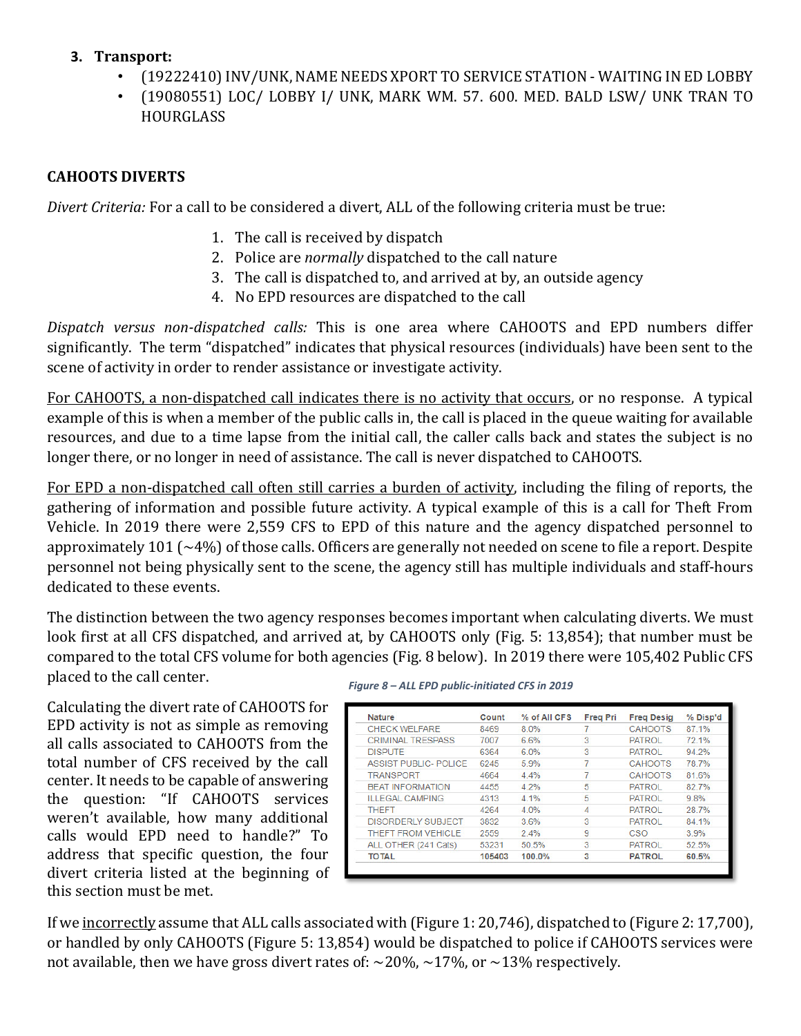3. **Transport:**
   - (19222410) INV/UNK, NAME NEEDS XPORT TO SERVICE STATION - WAITING IN ED LOBBY
   - (19080551) LOC/ LOBBY I/ UNK, MARK WM. 57. 600. MED. BALD LSW/ UNK TRAN TO HOURGLASS

**CAHOOTS DIVERTS**

*Divert Criteria:* For a call to be considered a divert, ALL of the following criteria must be true:

1. The call is received by dispatch
2. Police are *normally* dispatched to the call nature
3. The call is dispatched to, and arrived at by, an outside agency
4. No EPD resources are dispatched to the call

*Dispatch versus non-dispatched calls:* This is one area where CAHOOTS and EPD numbers differ significantly. The term "dispatched" indicates that physical resources (individuals) have been sent to the scene of activity in order to render assistance or investigate activity.

<u>For CAHOOTS, a non-dispatched call indicates there is no activity that occurs</u>, or no response. A typical example of this is when a member of the public calls in, the call is placed in the queue waiting for available resources, and due to a time lapse from the initial call, the caller calls back and states the subject is no longer there, or no longer in need of assistance. The call is never dispatched to CAHOOTS.

<u>For EPD a non-dispatched call often still carries a burden of activity</u>, including the filing of reports, the gathering of information and possible future activity. A typical example of this is a call for Theft From Vehicle. In 2019 there were 2,559 CFS to EPD of this nature and the agency dispatched personnel to approximately 101 (~4%) of those calls. Officers are generally not needed on scene to file a report. Despite personnel not being physically sent to the scene, the agency still has multiple individuals and staff-hours dedicated to these events.

The distinction between the two agency responses becomes important when calculating diverts. We must look first at all CFS dispatched, and arrived at, by CAHOOTS only (Fig. 5: 13,854); that number must be compared to the total CFS volume for both agencies (Fig. 8 below). In 2019 there were 105,402 Public CFS placed to the call center.

Calculating the divert rate of CAHOOTS for EPD activity is not as simple as removing all calls associated to CAHOOTS from the total number of CFS received by the call center. It needs to be capable of answering the question: "If CAHOOTS services weren't available, how many additional calls would EPD need to handle?" To address that specific question, the four divert criteria listed at the beginning of this section must be met.

*Figure 8 – ALL EPD public-initiated CFS in 2019*

| Nature | Count | % of All CFS | Freq Pri | Freq Desig | % Disp'd |
|---|---|---|---|---|---|
| CHECK WELFARE | 8469 | 8.0% | 7 | CAHOOTS | 87.1% |
| CRIMINAL TRESPASS | 7007 | 6.6% | 3 | PATROL | 72.1% |
| DISPUTE | 6364 | 6.0% | 3 | PATROL | 94.2% |
| ASSIST PUBLIC- POLICE | 6245 | 5.9% | 7 | CAHOOTS | 78.7% |
| TRANSPORT | 4664 | 4.4% | 7 | CAHOOTS | 81.6% |
| BEAT INFORMATION | 4455 | 4.2% | 5 | PATROL | 82.7% |
| ILLEGAL CAMPING | 4313 | 4.1% | 5 | PATROL | 9.8% |
| THEFT | 4264 | 4.0% | 4 | PATROL | 28.7% |
| DISORDERLY SUBJECT | 3832 | 3.6% | 3 | PATROL | 84.1% |
| THEFT FROM VEHICLE | 2559 | 2.4% | 9 | CSO | 3.9% |
| ALL OTHER (241 Cats) | 53231 | 50.5% | 3 | PATROL | 52.5% |
| **TOTAL** | **105403** | **100.0%** | **3** | **PATROL** | **60.5%** |

If we <u>incorrectly</u> assume that ALL calls associated with (Figure 1: 20,746), dispatched to (Figure 2: 17,700), or handled by only CAHOOTS (Figure 5: 13,854) would be dispatched to police if CAHOOTS services were not available, then we have gross divert rates of: ~20%, ~17%, or ~13% respectively.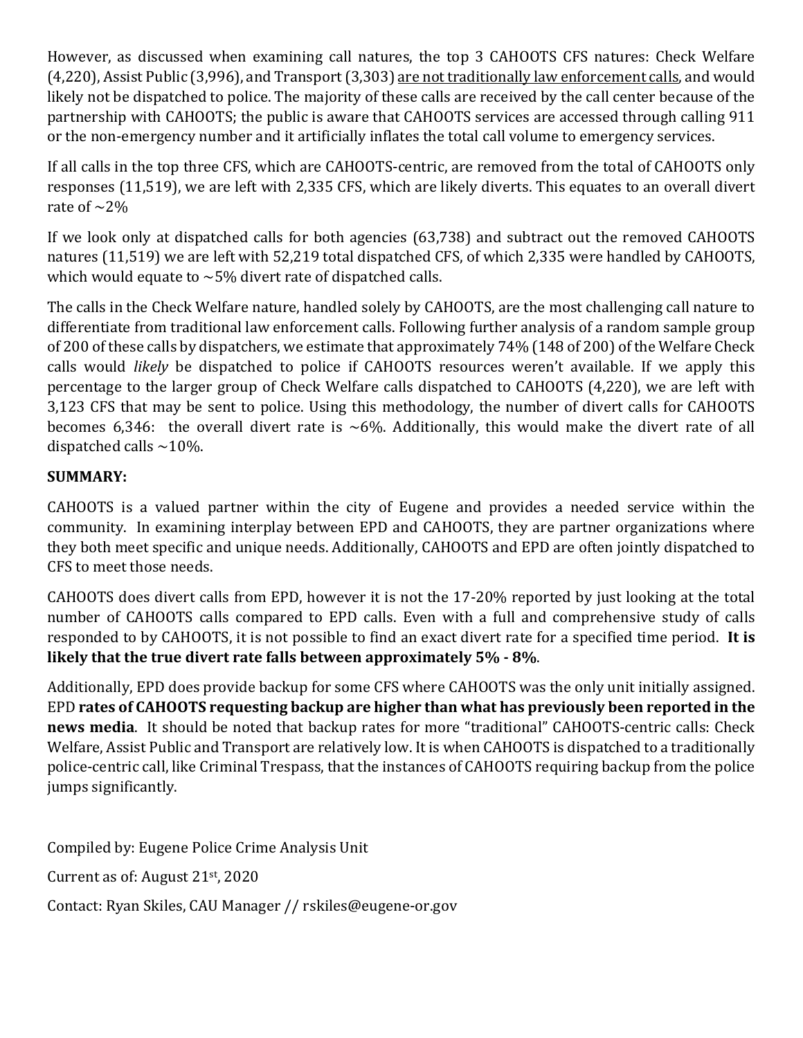However, as discussed when examining call natures, the top 3 CAHOOTS CFS natures: Check Welfare (4,220), Assist Public (3,996), and Transport (3,303) <u>are not traditionally law enforcement calls</u>, and would likely not be dispatched to police. The majority of these calls are received by the call center because of the partnership with CAHOOTS; the public is aware that CAHOOTS services are accessed through calling 911 or the non-emergency number and it artificially inflates the total call volume to emergency services.

If all calls in the top three CFS, which are CAHOOTS-centric, are removed from the total of CAHOOTS only responses (11,519), we are left with 2,335 CFS, which are likely diverts. This equates to an overall divert rate of ~2%

If we look only at dispatched calls for both agencies (63,738) and subtract out the removed CAHOOTS natures (11,519) we are left with 52,219 total dispatched CFS, of which 2,335 were handled by CAHOOTS, which would equate to ~5% divert rate of dispatched calls.

The calls in the Check Welfare nature, handled solely by CAHOOTS, are the most challenging call nature to differentiate from traditional law enforcement calls. Following further analysis of a random sample group of 200 of these calls by dispatchers, we estimate that approximately 74% (148 of 200) of the Welfare Check calls would *likely* be dispatched to police if CAHOOTS resources weren't available. If we apply this percentage to the larger group of Check Welfare calls dispatched to CAHOOTS (4,220), we are left with 3,123 CFS that may be sent to police. Using this methodology, the number of divert calls for CAHOOTS becomes 6,346: the overall divert rate is ~6%. Additionally, this would make the divert rate of all dispatched calls ~10%.

**SUMMARY:**

CAHOOTS is a valued partner within the city of Eugene and provides a needed service within the community. In examining interplay between EPD and CAHOOTS, they are partner organizations where they both meet specific and unique needs. Additionally, CAHOOTS and EPD are often jointly dispatched to CFS to meet those needs.

CAHOOTS does divert calls from EPD, however it is not the 17-20% reported by just looking at the total number of CAHOOTS calls compared to EPD calls. Even with a full and comprehensive study of calls responded to by CAHOOTS, it is not possible to find an exact divert rate for a specified time period. **It is likely that the true divert rate falls between approximately 5% - 8%**.

Additionally, EPD does provide backup for some CFS where CAHOOTS was the only unit initially assigned. EPD **rates of CAHOOTS requesting backup are higher than what has previously been reported in the news media**. It should be noted that backup rates for more "traditional" CAHOOTS-centric calls: Check Welfare, Assist Public and Transport are relatively low. It is when CAHOOTS is dispatched to a traditionally police-centric call, like Criminal Trespass, that the instances of CAHOOTS requiring backup from the police jumps significantly.

Compiled by: Eugene Police Crime Analysis Unit

Current as of: August 21st, 2020

Contact: Ryan Skiles, CAU Manager // rskiles@eugene-or.gov